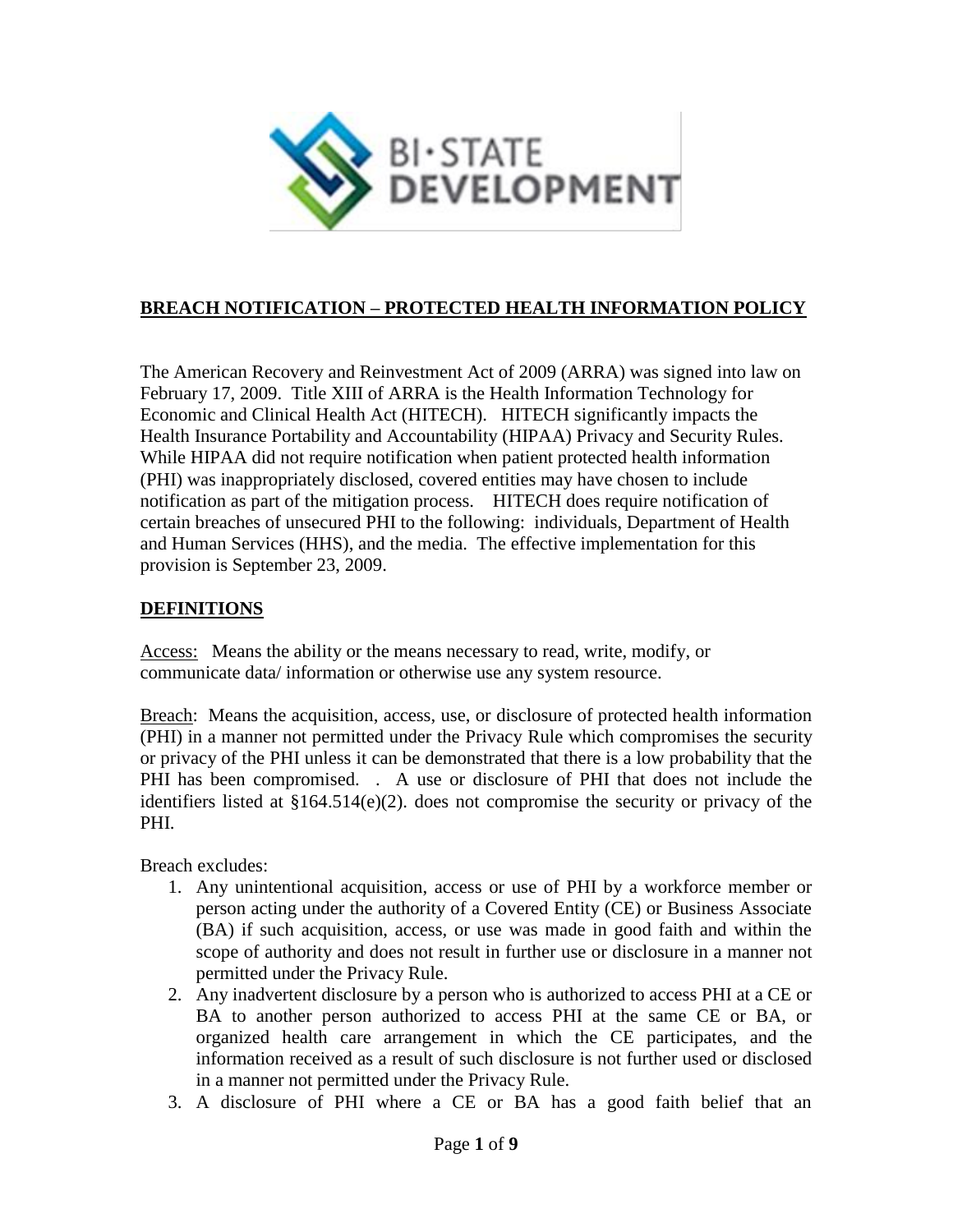## BREACH NOTIFICATION – PROTECTED HEALTH INFORMATION POLICY

The American Recovery and Reinvestment Act of 2009 (ARRA) was signed into law on February 17, 2009. Title XIII of ARRA is the Health Information Technology for Economic and Clinical Health Act (HITECH). HITECH significantly impacts the Health Insurance Portability and Accountability (HIPAA) Privacy and Security Rules. While HIPAA did not require notification when patient protected health information (PHI) was inappropriately disclosed, covered entities may have chosen to include notification as part of the mitigation process. HITECH does require notification of certain breaches of unsecured PHI to the following: individuals, Department of Health and Human Services (HHS), and the media. The effective implementation for this provision is September 23, 2009.

## DEFINITIONS

Access: Means the ability or the means necessary to read, write, modify, or communicate data/ information or otherwise use any system resource.

Breach: Means the acquisition, access, use, or disclosure of protected health information (PHI) in a manner not permitted under the Privacy Rule which compromises the security or privacy of the PHI unless it can be demonstrated that there is a low probability that the PHI has been compromised. . A use or disclosure of PHI that does not include the identifiers listed at §164.514(e)(2). does not compromise the security or privacy of the PHI.

Breach excludes:

1. Any unintentional acquisition, access or use of PHI by a workforce member or person acting under the authority of a Covered Entity (CE) or Business Associate (BA) if such acquisition, access, or use was made in good faith and within the scope of authority and does not result in further use or disclosure in a manner not permitted under the Privacy Rule.
2. Any inadvertent disclosure by a person who is authorized to access PHI at a CE or BA to another person authorized to access PHI at the same CE or BA, or organized health care arrangement in which the CE participates, and the information received as a result of such disclosure is not further used or disclosed in a manner not permitted under the Privacy Rule.
3. A disclosure of PHI where a CE or BA has a good faith belief that an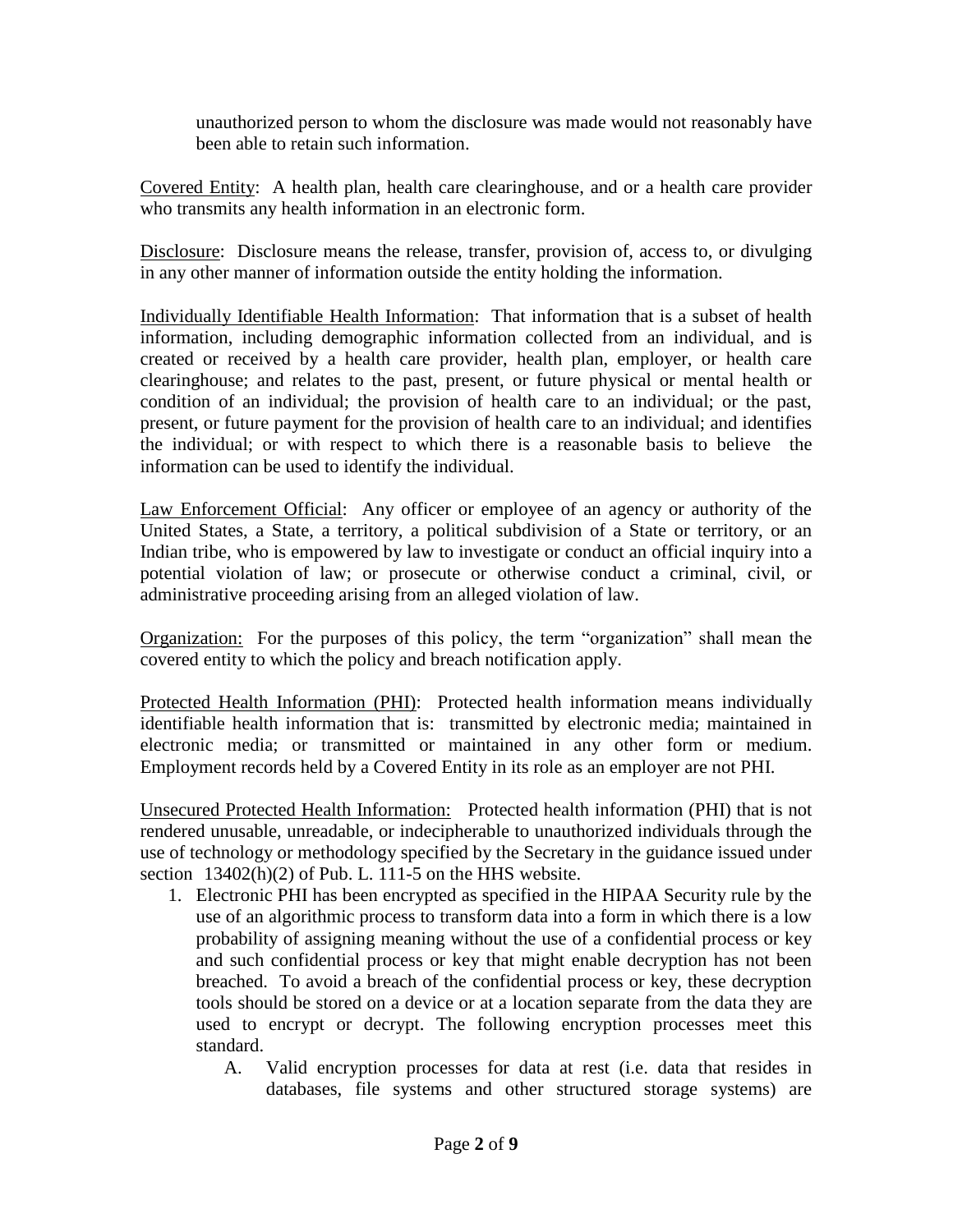unauthorized person to whom the disclosure was made would not reasonably have been able to retain such information.

Covered Entity: A health plan, health care clearinghouse, and or a health care provider who transmits any health information in an electronic form.

Disclosure: Disclosure means the release, transfer, provision of, access to, or divulging in any other manner of information outside the entity holding the information.

Individually Identifiable Health Information: That information that is a subset of health information, including demographic information collected from an individual, and is created or received by a health care provider, health plan, employer, or health care clearinghouse; and relates to the past, present, or future physical or mental health or condition of an individual; the provision of health care to an individual; or the past, present, or future payment for the provision of health care to an individual; and identifies the individual; or with respect to which there is a reasonable basis to believe the information can be used to identify the individual.

Law Enforcement Official: Any officer or employee of an agency or authority of the United States, a State, a territory, a political subdivision of a State or territory, or an Indian tribe, who is empowered by law to investigate or conduct an official inquiry into a potential violation of law; or prosecute or otherwise conduct a criminal, civil, or administrative proceeding arising from an alleged violation of law.

Organization: For the purposes of this policy, the term "organization" shall mean the covered entity to which the policy and breach notification apply.

Protected Health Information (PHI): Protected health information means individually identifiable health information that is: transmitted by electronic media; maintained in electronic media; or transmitted or maintained in any other form or medium. Employment records held by a Covered Entity in its role as an employer are not PHI.

Unsecured Protected Health Information: Protected health information (PHI) that is not rendered unusable, unreadable, or indecipherable to unauthorized individuals through the use of technology or methodology specified by the Secretary in the guidance issued under section 13402(h)(2) of Pub. L. 111-5 on the HHS website.

1. Electronic PHI has been encrypted as specified in the HIPAA Security rule by the use of an algorithmic process to transform data into a form in which there is a low probability of assigning meaning without the use of a confidential process or key and such confidential process or key that might enable decryption has not been breached. To avoid a breach of the confidential process or key, these decryption tools should be stored on a device or at a location separate from the data they are used to encrypt or decrypt. The following encryption processes meet this standard.
   - A. Valid encryption processes for data at rest (i.e. data that resides in databases, file systems and other structured storage systems) are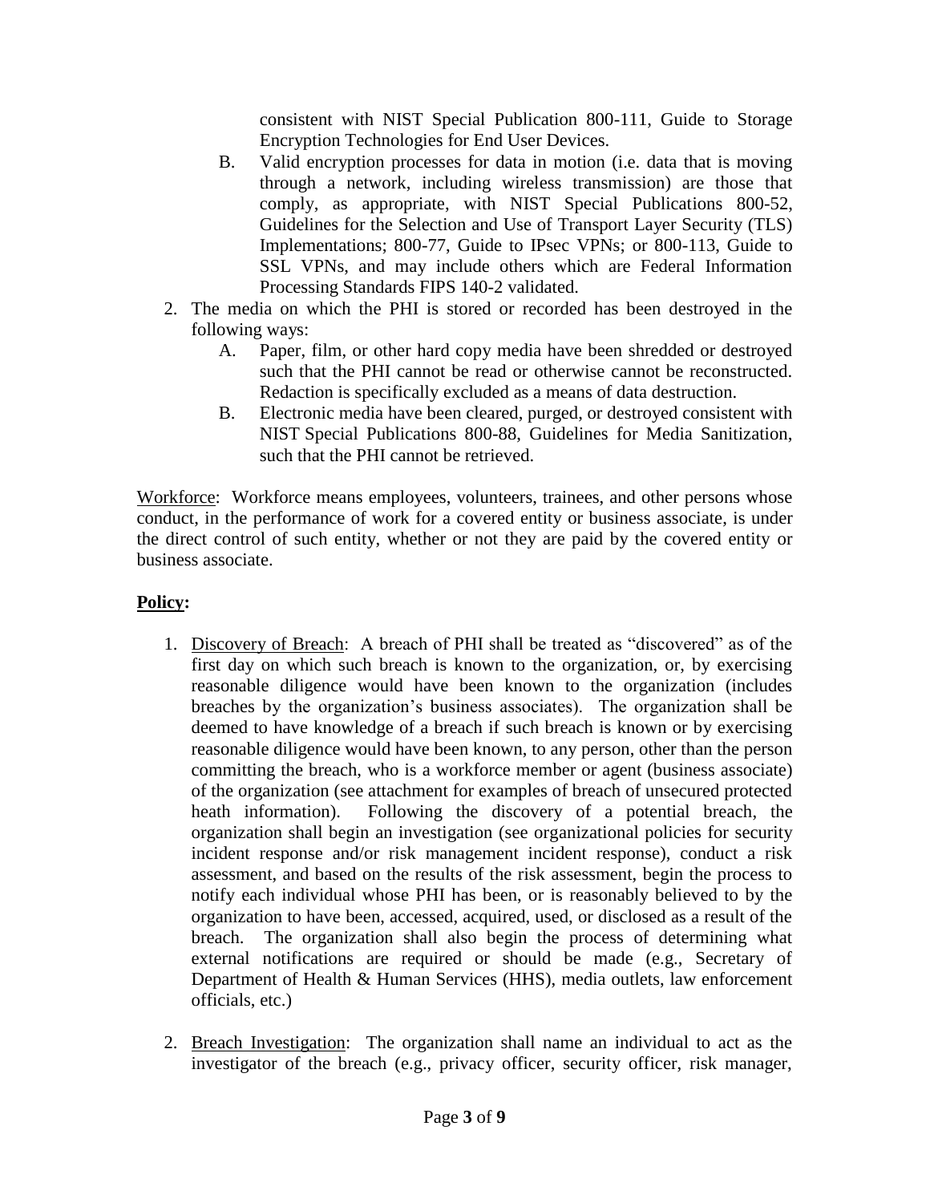consistent with NIST Special Publication 800-111, Guide to Storage Encryption Technologies for End User Devices.

   B. Valid encryption processes for data in motion (i.e. data that is moving through a network, including wireless transmission) are those that comply, as appropriate, with NIST Special Publications 800-52, Guidelines for the Selection and Use of Transport Layer Security (TLS) Implementations; 800-77, Guide to IPsec VPNs; or 800-113, Guide to SSL VPNs, and may include others which are Federal Information Processing Standards FIPS 140-2 validated.

2. The media on which the PHI is stored or recorded has been destroyed in the following ways:
   A. Paper, film, or other hard copy media have been shredded or destroyed such that the PHI cannot be read or otherwise cannot be reconstructed. Redaction is specifically excluded as a means of data destruction.
   B. Electronic media have been cleared, purged, or destroyed consistent with NIST Special Publications 800-88, Guidelines for Media Sanitization, such that the PHI cannot be retrieved.

Workforce: Workforce means employees, volunteers, trainees, and other persons whose conduct, in the performance of work for a covered entity or business associate, is under the direct control of such entity, whether or not they are paid by the covered entity or business associate.

**Policy:**

1. Discovery of Breach: A breach of PHI shall be treated as "discovered" as of the first day on which such breach is known to the organization, or, by exercising reasonable diligence would have been known to the organization (includes breaches by the organization's business associates). The organization shall be deemed to have knowledge of a breach if such breach is known or by exercising reasonable diligence would have been known, to any person, other than the person committing the breach, who is a workforce member or agent (business associate) of the organization (see attachment for examples of breach of unsecured protected heath information). Following the discovery of a potential breach, the organization shall begin an investigation (see organizational policies for security incident response and/or risk management incident response), conduct a risk assessment, and based on the results of the risk assessment, begin the process to notify each individual whose PHI has been, or is reasonably believed to by the organization to have been, accessed, acquired, used, or disclosed as a result of the breach. The organization shall also begin the process of determining what external notifications are required or should be made (e.g., Secretary of Department of Health & Human Services (HHS), media outlets, law enforcement officials, etc.)

2. Breach Investigation: The organization shall name an individual to act as the investigator of the breach (e.g., privacy officer, security officer, risk manager,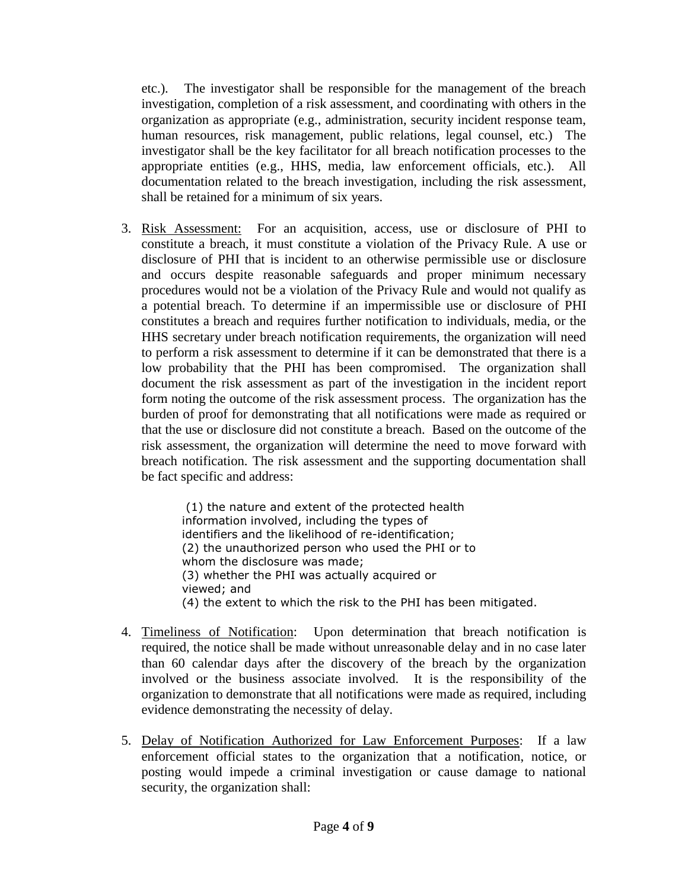etc.). The investigator shall be responsible for the management of the breach investigation, completion of a risk assessment, and coordinating with others in the organization as appropriate (e.g., administration, security incident response team, human resources, risk management, public relations, legal counsel, etc.) The investigator shall be the key facilitator for all breach notification processes to the appropriate entities (e.g., HHS, media, law enforcement officials, etc.). All documentation related to the breach investigation, including the risk assessment, shall be retained for a minimum of six years.

3. <u>Risk Assessment:</u> For an acquisition, access, use or disclosure of PHI to constitute a breach, it must constitute a violation of the Privacy Rule. A use or disclosure of PHI that is incident to an otherwise permissible use or disclosure and occurs despite reasonable safeguards and proper minimum necessary procedures would not be a violation of the Privacy Rule and would not qualify as a potential breach. To determine if an impermissible use or disclosure of PHI constitutes a breach and requires further notification to individuals, media, or the HHS secretary under breach notification requirements, the organization will need to perform a risk assessment to determine if it can be demonstrated that there is a low probability that the PHI has been compromised. The organization shall document the risk assessment as part of the investigation in the incident report form noting the outcome of the risk assessment process. The organization has the burden of proof for demonstrating that all notifications were made as required or that the use or disclosure did not constitute a breach. Based on the outcome of the risk assessment, the organization will determine the need to move forward with breach notification. The risk assessment and the supporting documentation shall be fact specific and address:

   (1) the nature and extent of the protected health information involved, including the types of identifiers and the likelihood of re-identification;
   (2) the unauthorized person who used the PHI or to whom the disclosure was made;
   (3) whether the PHI was actually acquired or viewed; and
   (4) the extent to which the risk to the PHI has been mitigated.

4. <u>Timeliness of Notification</u>: Upon determination that breach notification is required, the notice shall be made without unreasonable delay and in no case later than 60 calendar days after the discovery of the breach by the organization involved or the business associate involved. It is the responsibility of the organization to demonstrate that all notifications were made as required, including evidence demonstrating the necessity of delay.

5. <u>Delay of Notification Authorized for Law Enforcement Purposes</u>: If a law enforcement official states to the organization that a notification, notice, or posting would impede a criminal investigation or cause damage to national security, the organization shall: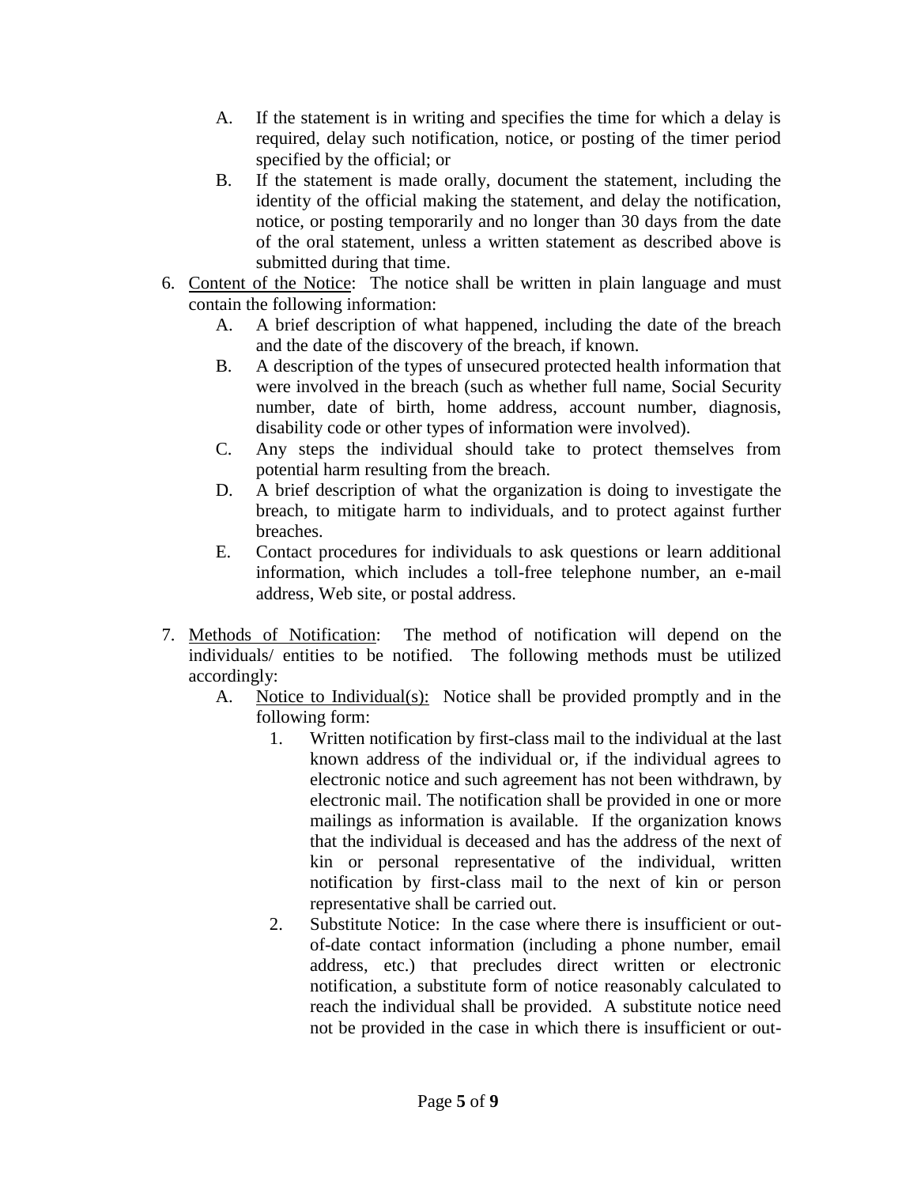A. If the statement is in writing and specifies the time for which a delay is required, delay such notification, notice, or posting of the timer period specified by the official; or

B. If the statement is made orally, document the statement, including the identity of the official making the statement, and delay the notification, notice, or posting temporarily and no longer than 30 days from the date of the oral statement, unless a written statement as described above is submitted during that time.

6. Content of the Notice: The notice shall be written in plain language and must contain the following information:

   A. A brief description of what happened, including the date of the breach and the date of the discovery of the breach, if known.

   B. A description of the types of unsecured protected health information that were involved in the breach (such as whether full name, Social Security number, date of birth, home address, account number, diagnosis, disability code or other types of information were involved).

   C. Any steps the individual should take to protect themselves from potential harm resulting from the breach.

   D. A brief description of what the organization is doing to investigate the breach, to mitigate harm to individuals, and to protect against further breaches.

   E. Contact procedures for individuals to ask questions or learn additional information, which includes a toll-free telephone number, an e-mail address, Web site, or postal address.

7. Methods of Notification: The method of notification will depend on the individuals/ entities to be notified. The following methods must be utilized accordingly:

   A. Notice to Individual(s): Notice shall be provided promptly and in the following form:

      1. Written notification by first-class mail to the individual at the last known address of the individual or, if the individual agrees to electronic notice and such agreement has not been withdrawn, by electronic mail. The notification shall be provided in one or more mailings as information is available. If the organization knows that the individual is deceased and has the address of the next of kin or personal representative of the individual, written notification by first-class mail to the next of kin or person representative shall be carried out.

      2. Substitute Notice: In the case where there is insufficient or out-of-date contact information (including a phone number, email address, etc.) that precludes direct written or electronic notification, a substitute form of notice reasonably calculated to reach the individual shall be provided. A substitute notice need not be provided in the case in which there is insufficient or out-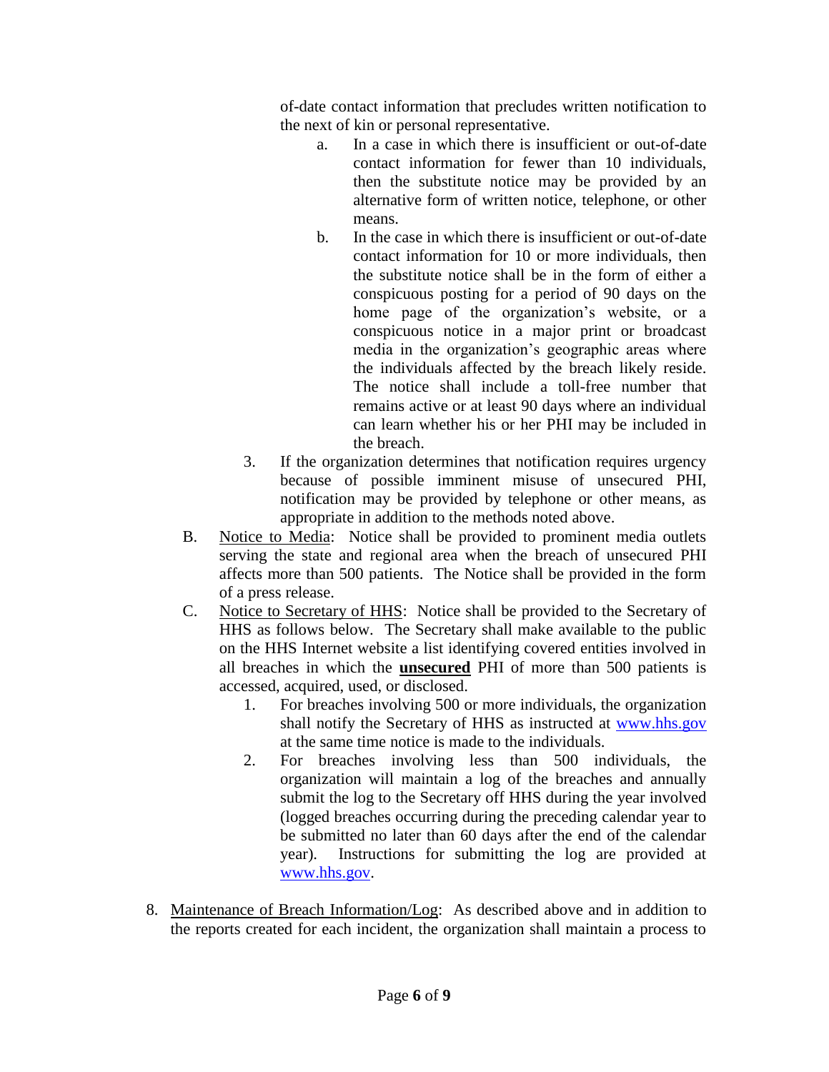of-date contact information that precludes written notification to the next of kin or personal representative.

a. In a case in which there is insufficient or out-of-date contact information for fewer than 10 individuals, then the substitute notice may be provided by an alternative form of written notice, telephone, or other means.

b. In the case in which there is insufficient or out-of-date contact information for 10 or more individuals, then the substitute notice shall be in the form of either a conspicuous posting for a period of 90 days on the home page of the organization's website, or a conspicuous notice in a major print or broadcast media in the organization's geographic areas where the individuals affected by the breach likely reside. The notice shall include a toll-free number that remains active or at least 90 days where an individual can learn whether his or her PHI may be included in the breach.

3. If the organization determines that notification requires urgency because of possible imminent misuse of unsecured PHI, notification may be provided by telephone or other means, as appropriate in addition to the methods noted above.

B. <u>Notice to Media</u>: Notice shall be provided to prominent media outlets serving the state and regional area when the breach of unsecured PHI affects more than 500 patients. The Notice shall be provided in the form of a press release.

C. <u>Notice to Secretary of HHS</u>: Notice shall be provided to the Secretary of HHS as follows below. The Secretary shall make available to the public on the HHS Internet website a list identifying covered entities involved in all breaches in which the <u>**unsecured**</u> PHI of more than 500 patients is accessed, acquired, used, or disclosed.

1. For breaches involving 500 or more individuals, the organization shall notify the Secretary of HHS as instructed at [www.hhs.gov](www.hhs.gov) at the same time notice is made to the individuals.

2. For breaches involving less than 500 individuals, the organization will maintain a log of the breaches and annually submit the log to the Secretary off HHS during the year involved (logged breaches occurring during the preceding calendar year to be submitted no later than 60 days after the end of the calendar year). Instructions for submitting the log are provided at [www.hhs.gov](www.hhs.gov).

8. <u>Maintenance of Breach Information/Log</u>: As described above and in addition to the reports created for each incident, the organization shall maintain a process to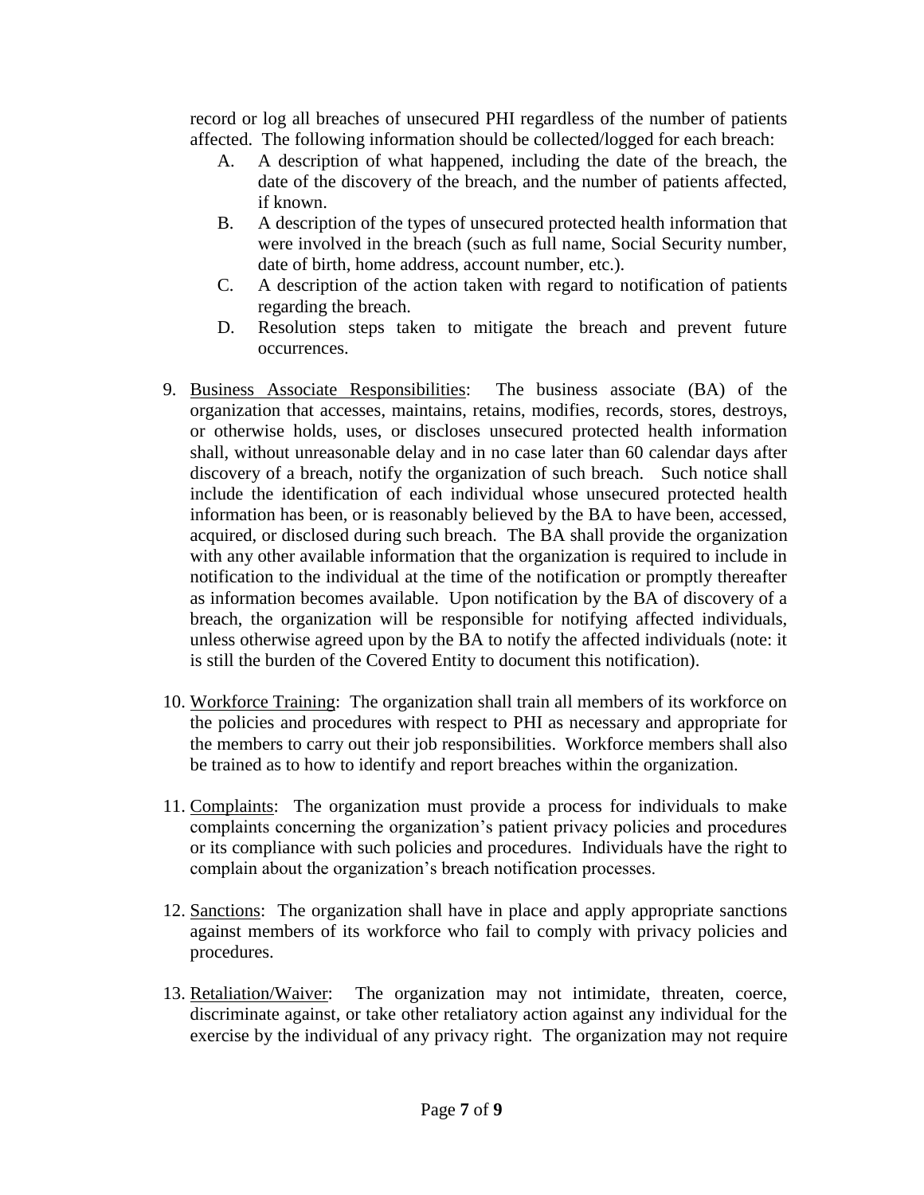record or log all breaches of unsecured PHI regardless of the number of patients affected. The following information should be collected/logged for each breach:

A. A description of what happened, including the date of the breach, the date of the discovery of the breach, and the number of patients affected, if known.
B. A description of the types of unsecured protected health information that were involved in the breach (such as full name, Social Security number, date of birth, home address, account number, etc.).
C. A description of the action taken with regard to notification of patients regarding the breach.
D. Resolution steps taken to mitigate the breach and prevent future occurrences.

9. Business Associate Responsibilities: The business associate (BA) of the organization that accesses, maintains, retains, modifies, records, stores, destroys, or otherwise holds, uses, or discloses unsecured protected health information shall, without unreasonable delay and in no case later than 60 calendar days after discovery of a breach, notify the organization of such breach. Such notice shall include the identification of each individual whose unsecured protected health information has been, or is reasonably believed by the BA to have been, accessed, acquired, or disclosed during such breach. The BA shall provide the organization with any other available information that the organization is required to include in notification to the individual at the time of the notification or promptly thereafter as information becomes available. Upon notification by the BA of discovery of a breach, the organization will be responsible for notifying affected individuals, unless otherwise agreed upon by the BA to notify the affected individuals (note: it is still the burden of the Covered Entity to document this notification).

10. Workforce Training: The organization shall train all members of its workforce on the policies and procedures with respect to PHI as necessary and appropriate for the members to carry out their job responsibilities. Workforce members shall also be trained as to how to identify and report breaches within the organization.

11. Complaints: The organization must provide a process for individuals to make complaints concerning the organization's patient privacy policies and procedures or its compliance with such policies and procedures. Individuals have the right to complain about the organization's breach notification processes.

12. Sanctions: The organization shall have in place and apply appropriate sanctions against members of its workforce who fail to comply with privacy policies and procedures.

13. Retaliation/Waiver: The organization may not intimidate, threaten, coerce, discriminate against, or take other retaliatory action against any individual for the exercise by the individual of any privacy right. The organization may not require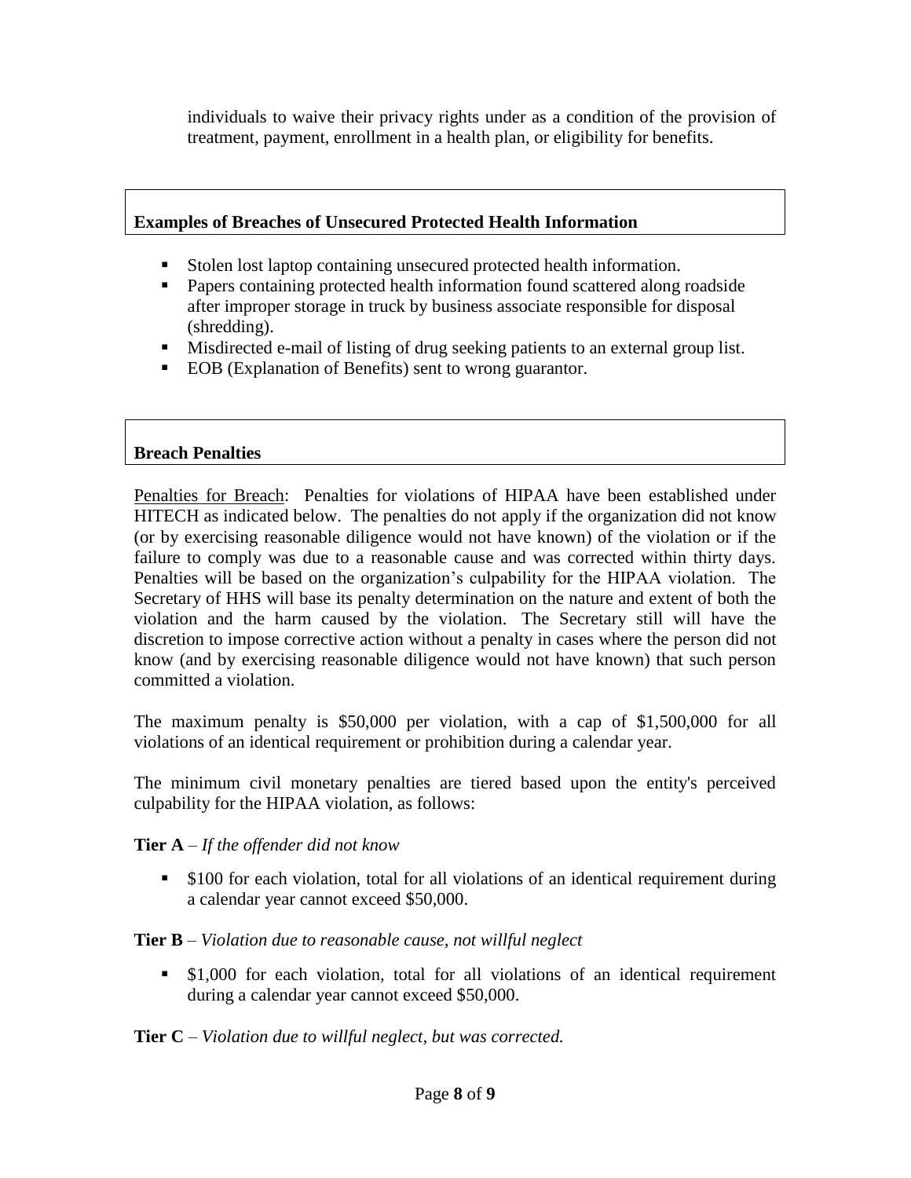individuals to waive their privacy rights under as a condition of the provision of treatment, payment, enrollment in a health plan, or eligibility for benefits.

## Examples of Breaches of Unsecured Protected Health Information

- Stolen lost laptop containing unsecured protected health information.
- Papers containing protected health information found scattered along roadside after improper storage in truck by business associate responsible for disposal (shredding).
- Misdirected e-mail of listing of drug seeking patients to an external group list.
- EOB (Explanation of Benefits) sent to wrong guarantor.

## Breach Penalties

Penalties for Breach: Penalties for violations of HIPAA have been established under HITECH as indicated below. The penalties do not apply if the organization did not know (or by exercising reasonable diligence would not have known) of the violation or if the failure to comply was due to a reasonable cause and was corrected within thirty days. Penalties will be based on the organization's culpability for the HIPAA violation. The Secretary of HHS will base its penalty determination on the nature and extent of both the violation and the harm caused by the violation. The Secretary still will have the discretion to impose corrective action without a penalty in cases where the person did not know (and by exercising reasonable diligence would not have known) that such person committed a violation.

The maximum penalty is \$50,000 per violation, with a cap of \$1,500,000 for all violations of an identical requirement or prohibition during a calendar year.

The minimum civil monetary penalties are tiered based upon the entity's perceived culpability for the HIPAA violation, as follows:

**Tier A** – *If the offender did not know*

- \$100 for each violation, total for all violations of an identical requirement during a calendar year cannot exceed \$50,000.

**Tier B** – *Violation due to reasonable cause, not willful neglect*

- \$1,000 for each violation, total for all violations of an identical requirement during a calendar year cannot exceed \$50,000.

**Tier C** – *Violation due to willful neglect, but was corrected.*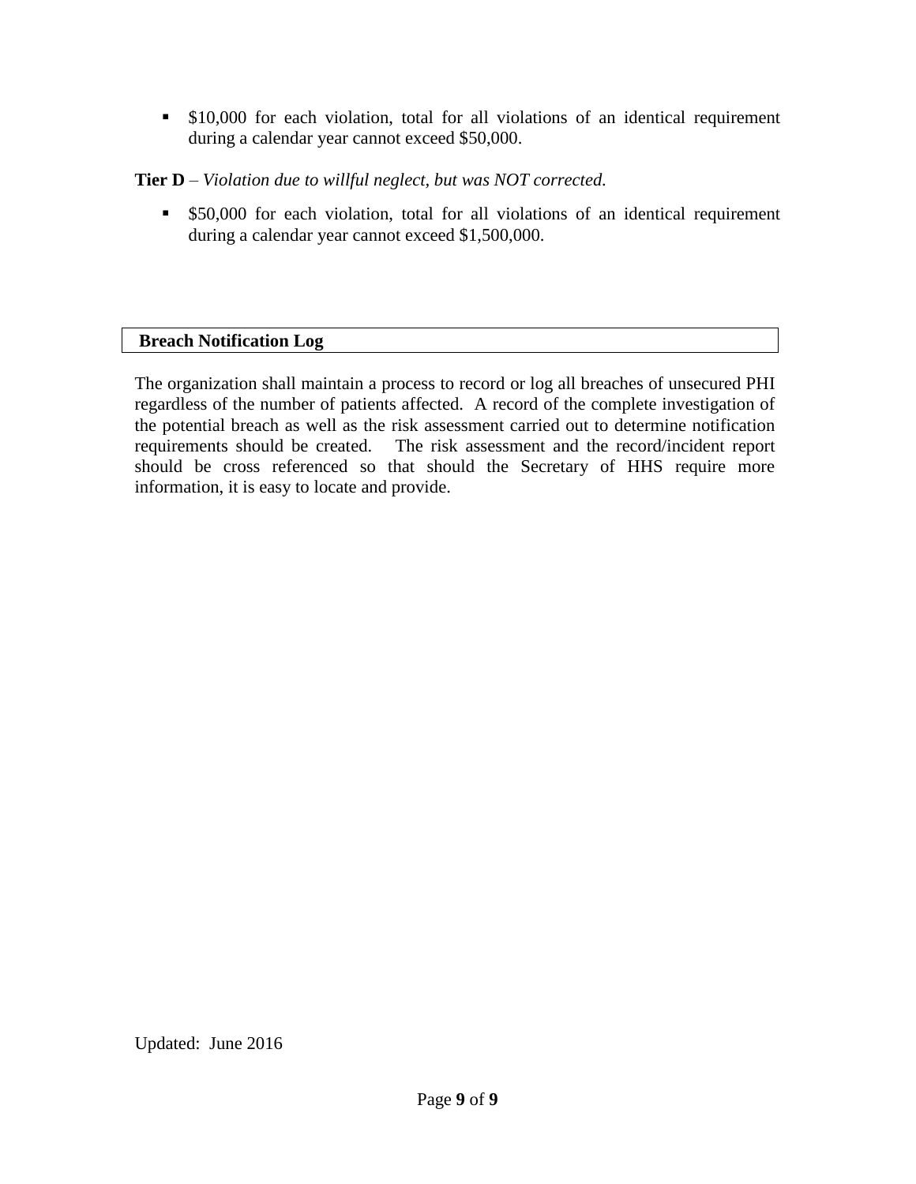- $10,000 for each violation, total for all violations of an identical requirement during a calendar year cannot exceed $50,000.

**Tier D** – *Violation due to willful neglect, but was NOT corrected.*

- $50,000 for each violation, total for all violations of an identical requirement during a calendar year cannot exceed $1,500,000.

## Breach Notification Log

The organization shall maintain a process to record or log all breaches of unsecured PHI regardless of the number of patients affected. A record of the complete investigation of the potential breach as well as the risk assessment carried out to determine notification requirements should be created. The risk assessment and the record/incident report should be cross referenced so that should the Secretary of HHS require more information, it is easy to locate and provide.

Updated: June 2016